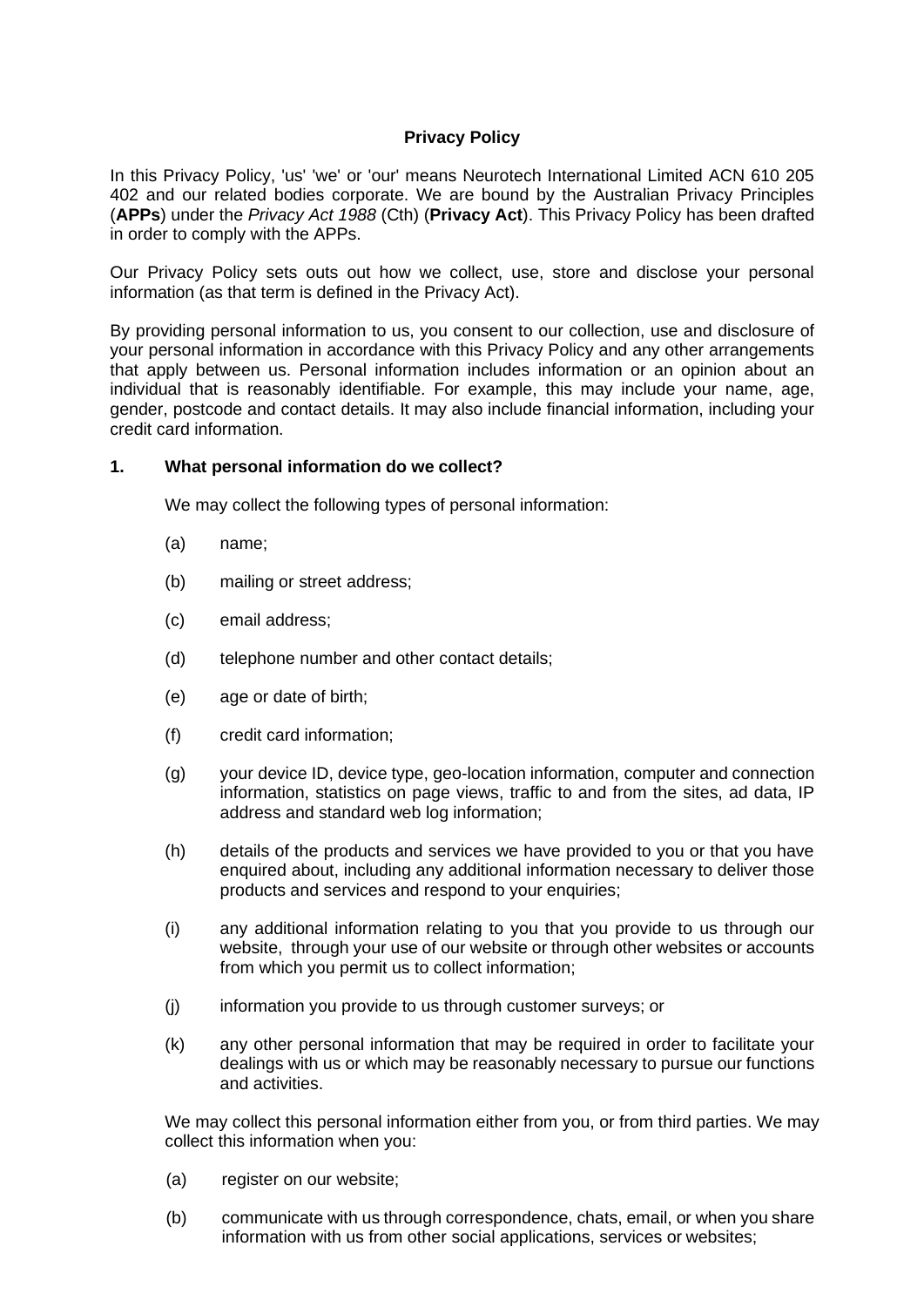# Privacy Policy

In this Privacy Policy, 'us' 'we' or 'our' means Neurotech International Limited ACN 610 205 402 and our related bodies corporate. We are bound by the Australian Privacy Principles (**APPs**) under the *Privacy Act 1988* (Cth) (**Privacy Act**). This Privacy Policy has been drafted in order to comply with the APPs.

Our Privacy Policy sets outs out how we collect, use, store and disclose your personal information (as that term is defined in the Privacy Act).

By providing personal information to us, you consent to our collection, use and disclosure of your personal information in accordance with this Privacy Policy and any other arrangements that apply between us. Personal information includes information or an opinion about an individual that is reasonably identifiable. For example, this may include your name, age, gender, postcode and contact details. It may also include financial information, including your credit card information.

## 1. What personal information do we collect?

We may collect the following types of personal information:

(a) name;

(b) mailing or street address;

(c) email address;

(d) telephone number and other contact details;

(e) age or date of birth;

(f) credit card information;

(g) your device ID, device type, geo-location information, computer and connection information, statistics on page views, traffic to and from the sites, ad data, IP address and standard web log information;

(h) details of the products and services we have provided to you or that you have enquired about, including any additional information necessary to deliver those products and services and respond to your enquiries;

(i) any additional information relating to you that you provide to us through our website, through your use of our website or through other websites or accounts from which you permit us to collect information;

(j) information you provide to us through customer surveys; or

(k) any other personal information that may be required in order to facilitate your dealings with us or which may be reasonably necessary to pursue our functions and activities.

We may collect this personal information either from you, or from third parties. We may collect this information when you:

(a) register on our website;

(b) communicate with us through correspondence, chats, email, or when you share information with us from other social applications, services or websites;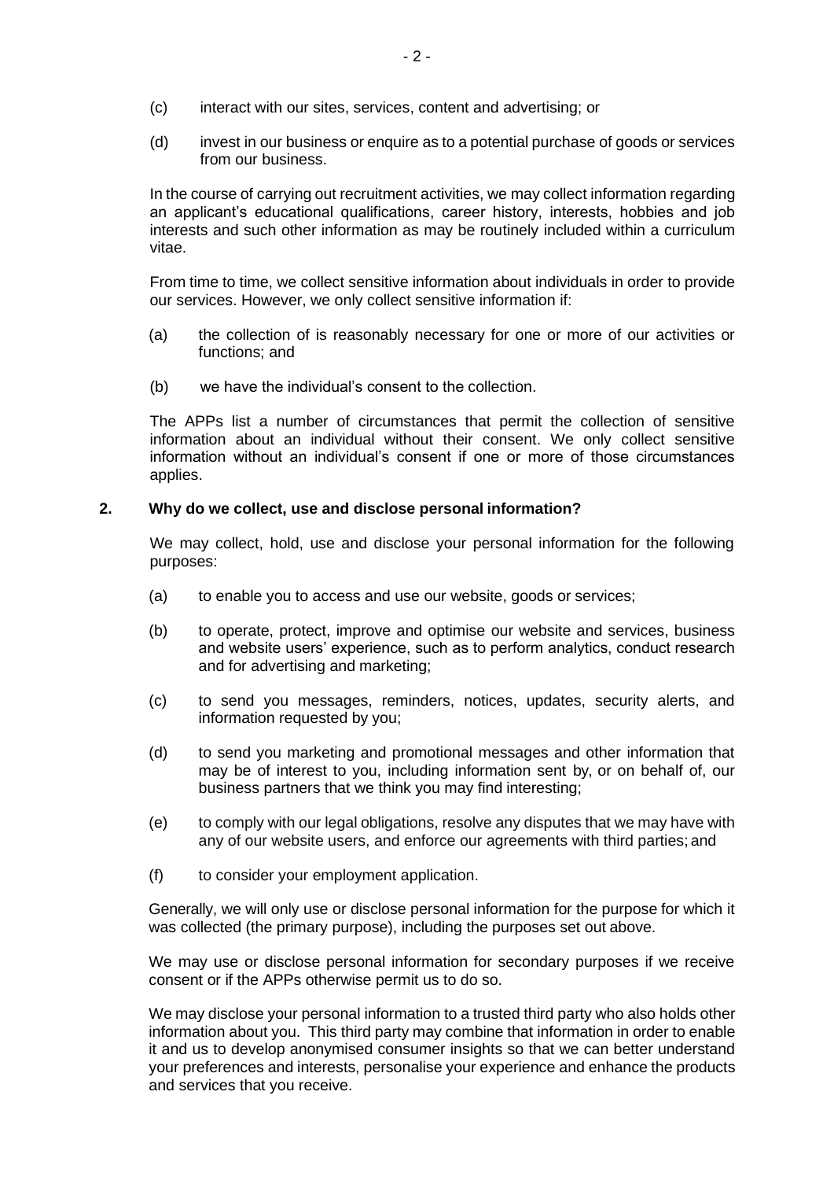(c) interact with our sites, services, content and advertising; or

(d) invest in our business or enquire as to a potential purchase of goods or services from our business.

In the course of carrying out recruitment activities, we may collect information regarding an applicant's educational qualifications, career history, interests, hobbies and job interests and such other information as may be routinely included within a curriculum vitae.

From time to time, we collect sensitive information about individuals in order to provide our services. However, we only collect sensitive information if:

(a) the collection of is reasonably necessary for one or more of our activities or functions; and

(b) we have the individual's consent to the collection.

The APPs list a number of circumstances that permit the collection of sensitive information about an individual without their consent. We only collect sensitive information without an individual's consent if one or more of those circumstances applies.

## 2. Why do we collect, use and disclose personal information?

We may collect, hold, use and disclose your personal information for the following purposes:

(a) to enable you to access and use our website, goods or services;

(b) to operate, protect, improve and optimise our website and services, business and website users' experience, such as to perform analytics, conduct research and for advertising and marketing;

(c) to send you messages, reminders, notices, updates, security alerts, and information requested by you;

(d) to send you marketing and promotional messages and other information that may be of interest to you, including information sent by, or on behalf of, our business partners that we think you may find interesting;

(e) to comply with our legal obligations, resolve any disputes that we may have with any of our website users, and enforce our agreements with third parties; and

(f) to consider your employment application.

Generally, we will only use or disclose personal information for the purpose for which it was collected (the primary purpose), including the purposes set out above.

We may use or disclose personal information for secondary purposes if we receive consent or if the APPs otherwise permit us to do so.

We may disclose your personal information to a trusted third party who also holds other information about you. This third party may combine that information in order to enable it and us to develop anonymised consumer insights so that we can better understand your preferences and interests, personalise your experience and enhance the products and services that you receive.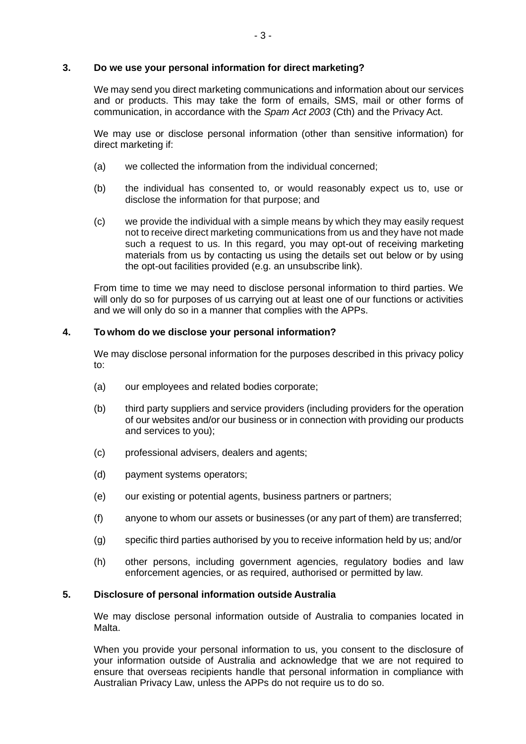## 3. Do we use your personal information for direct marketing?

We may send you direct marketing communications and information about our services and or products. This may take the form of emails, SMS, mail or other forms of communication, in accordance with the *Spam Act 2003* (Cth) and the Privacy Act.

We may use or disclose personal information (other than sensitive information) for direct marketing if:

(a) we collected the information from the individual concerned;

(b) the individual has consented to, or would reasonably expect us to, use or disclose the information for that purpose; and

(c) we provide the individual with a simple means by which they may easily request not to receive direct marketing communications from us and they have not made such a request to us. In this regard, you may opt-out of receiving marketing materials from us by contacting us using the details set out below or by using the opt-out facilities provided (e.g. an unsubscribe link).

From time to time we may need to disclose personal information to third parties. We will only do so for purposes of us carrying out at least one of our functions or activities and we will only do so in a manner that complies with the APPs.

## 4. To whom do we disclose your personal information?

We may disclose personal information for the purposes described in this privacy policy to:

(a) our employees and related bodies corporate;

(b) third party suppliers and service providers (including providers for the operation of our websites and/or our business or in connection with providing our products and services to you);

(c) professional advisers, dealers and agents;

(d) payment systems operators;

(e) our existing or potential agents, business partners or partners;

(f) anyone to whom our assets or businesses (or any part of them) are transferred;

(g) specific third parties authorised by you to receive information held by us; and/or

(h) other persons, including government agencies, regulatory bodies and law enforcement agencies, or as required, authorised or permitted by law.

## 5. Disclosure of personal information outside Australia

We may disclose personal information outside of Australia to companies located in Malta.

When you provide your personal information to us, you consent to the disclosure of your information outside of Australia and acknowledge that we are not required to ensure that overseas recipients handle that personal information in compliance with Australian Privacy Law, unless the APPs do not require us to do so.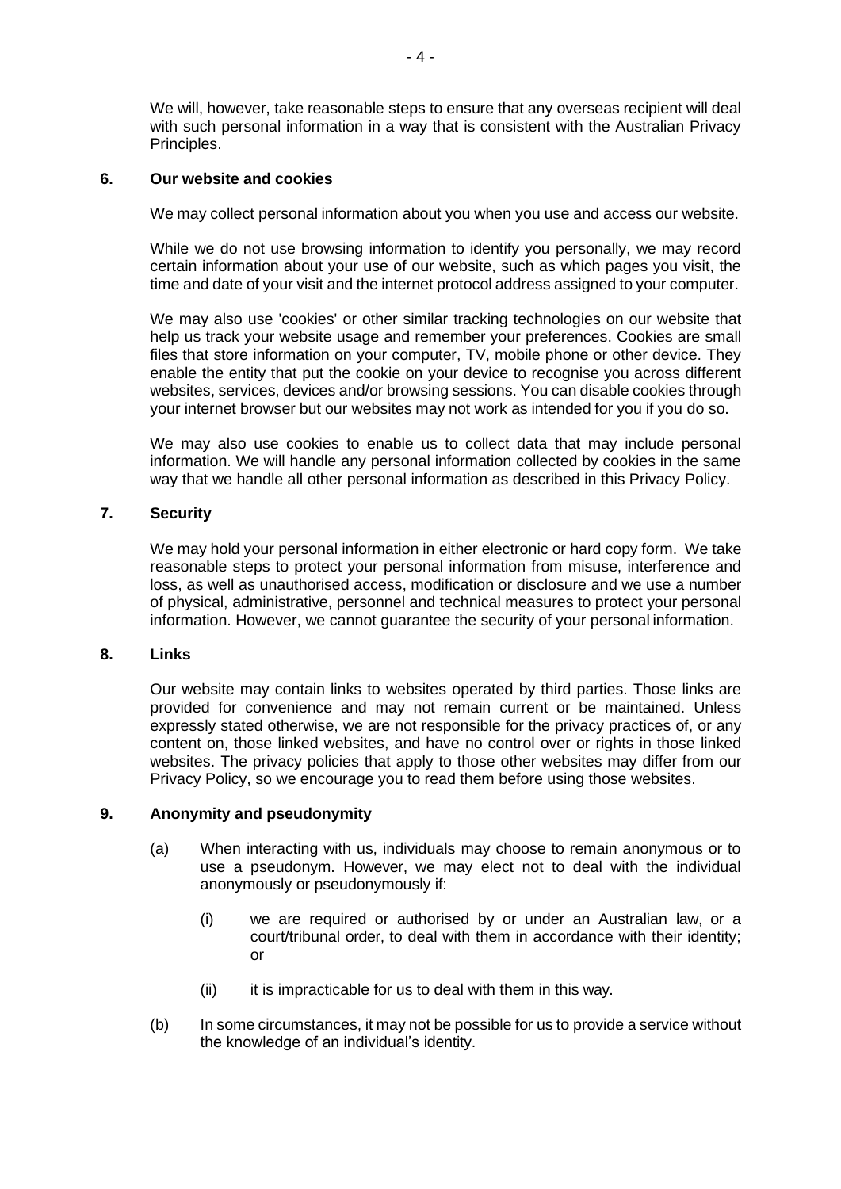We will, however, take reasonable steps to ensure that any overseas recipient will deal with such personal information in a way that is consistent with the Australian Privacy Principles.

## 6. Our website and cookies

We may collect personal information about you when you use and access our website.

While we do not use browsing information to identify you personally, we may record certain information about your use of our website, such as which pages you visit, the time and date of your visit and the internet protocol address assigned to your computer.

We may also use 'cookies' or other similar tracking technologies on our website that help us track your website usage and remember your preferences. Cookies are small files that store information on your computer, TV, mobile phone or other device. They enable the entity that put the cookie on your device to recognise you across different websites, services, devices and/or browsing sessions. You can disable cookies through your internet browser but our websites may not work as intended for you if you do so.

We may also use cookies to enable us to collect data that may include personal information. We will handle any personal information collected by cookies in the same way that we handle all other personal information as described in this Privacy Policy.

## 7. Security

We may hold your personal information in either electronic or hard copy form. We take reasonable steps to protect your personal information from misuse, interference and loss, as well as unauthorised access, modification or disclosure and we use a number of physical, administrative, personnel and technical measures to protect your personal information. However, we cannot guarantee the security of your personal information.

## 8. Links

Our website may contain links to websites operated by third parties. Those links are provided for convenience and may not remain current or be maintained. Unless expressly stated otherwise, we are not responsible for the privacy practices of, or any content on, those linked websites, and have no control over or rights in those linked websites. The privacy policies that apply to those other websites may differ from our Privacy Policy, so we encourage you to read them before using those websites.

## 9. Anonymity and pseudonymity

(a) When interacting with us, individuals may choose to remain anonymous or to use a pseudonym. However, we may elect not to deal with the individual anonymously or pseudonymously if:

 (i) we are required or authorised by or under an Australian law, or a court/tribunal order, to deal with them in accordance with their identity; or

 (ii) it is impracticable for us to deal with them in this way.

(b) In some circumstances, it may not be possible for us to provide a service without the knowledge of an individual's identity.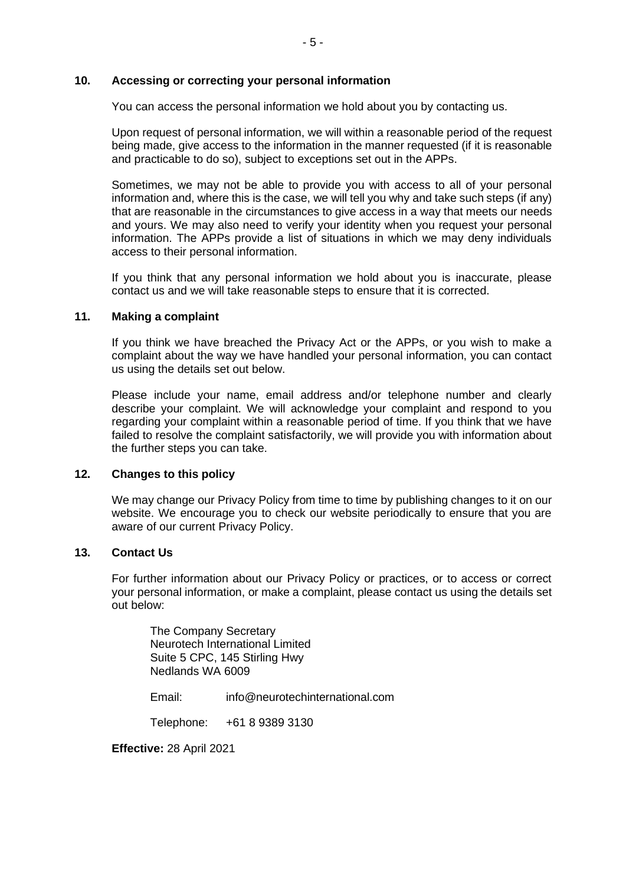## 10. Accessing or correcting your personal information

You can access the personal information we hold about you by contacting us.

Upon request of personal information, we will within a reasonable period of the request being made, give access to the information in the manner requested (if it is reasonable and practicable to do so), subject to exceptions set out in the APPs.

Sometimes, we may not be able to provide you with access to all of your personal information and, where this is the case, we will tell you why and take such steps (if any) that are reasonable in the circumstances to give access in a way that meets our needs and yours. We may also need to verify your identity when you request your personal information. The APPs provide a list of situations in which we may deny individuals access to their personal information.

If you think that any personal information we hold about you is inaccurate, please contact us and we will take reasonable steps to ensure that it is corrected.

## 11. Making a complaint

If you think we have breached the Privacy Act or the APPs, or you wish to make a complaint about the way we have handled your personal information, you can contact us using the details set out below.

Please include your name, email address and/or telephone number and clearly describe your complaint. We will acknowledge your complaint and respond to you regarding your complaint within a reasonable period of time. If you think that we have failed to resolve the complaint satisfactorily, we will provide you with information about the further steps you can take.

## 12. Changes to this policy

We may change our Privacy Policy from time to time by publishing changes to it on our website. We encourage you to check our website periodically to ensure that you are aware of our current Privacy Policy.

## 13. Contact Us

For further information about our Privacy Policy or practices, or to access or correct your personal information, or make a complaint, please contact us using the details set out below:

The Company Secretary
Neurotech International Limited
Suite 5 CPC, 145 Stirling Hwy
Nedlands WA 6009

Email: info@neurotechinternational.com

Telephone: +61 8 9389 3130

**Effective:** 28 April 2021